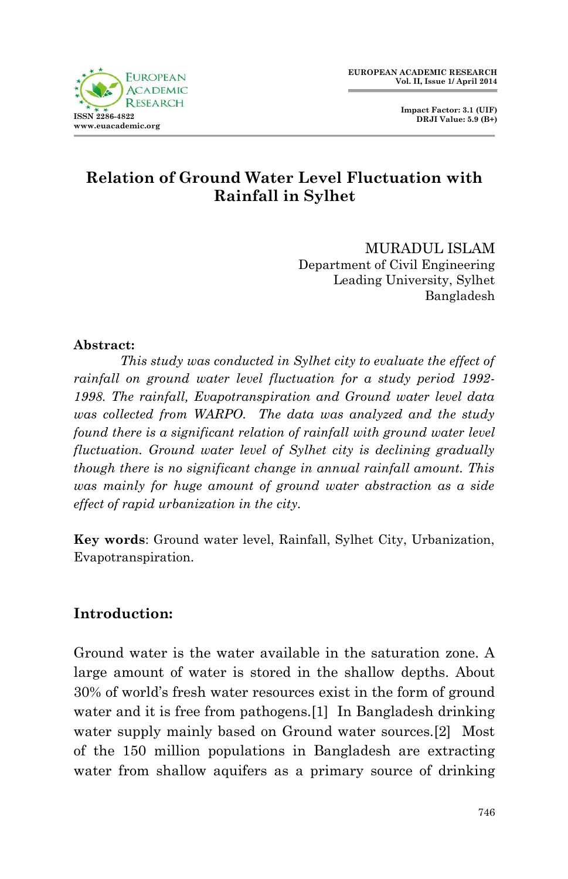# Relation of Ground Water Level Fluctuation with Rainfall in Sylhet

MURADUL ISLAM
Department of Civil Engineering
Leading University, Sylhet
Bangladesh

**Abstract:**

*This study was conducted in Sylhet city to evaluate the effect of rainfall on ground water level fluctuation for a study period 1992-1998. The rainfall, Evapotranspiration and Ground water level data was collected from WARPO. The data was analyzed and the study found there is a significant relation of rainfall with ground water level fluctuation. Ground water level of Sylhet city is declining gradually though there is no significant change in annual rainfall amount. This was mainly for huge amount of ground water abstraction as a side effect of rapid urbanization in the city.*

**Key words**: Ground water level, Rainfall, Sylhet City, Urbanization, Evapotranspiration.

## Introduction:

Ground water is the water available in the saturation zone. A large amount of water is stored in the shallow depths. About 30% of world's fresh water resources exist in the form of ground water and it is free from pathogens.[1] In Bangladesh drinking water supply mainly based on Ground water sources.[2] Most of the 150 million populations in Bangladesh are extracting water from shallow aquifers as a primary source of drinking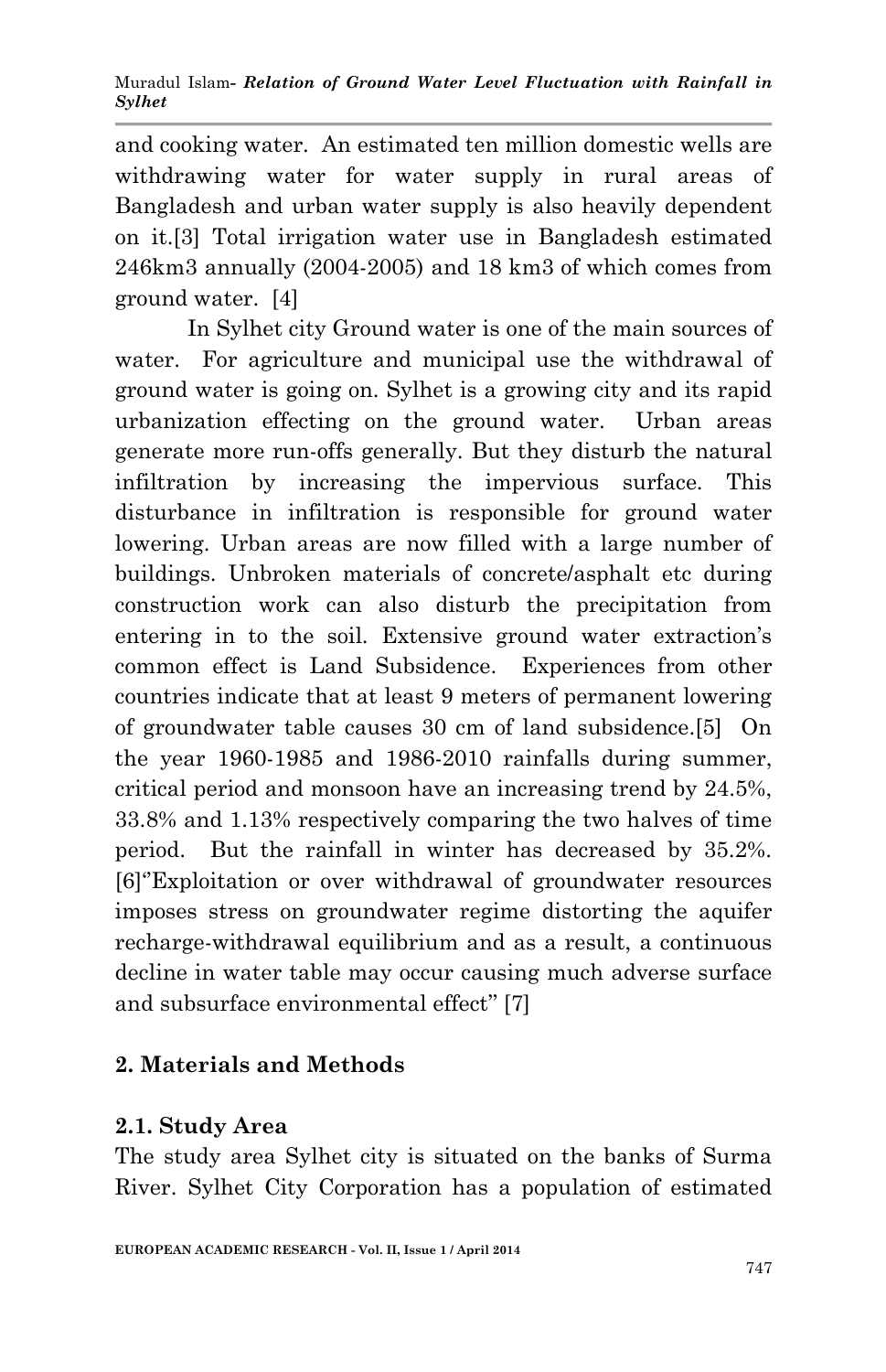and cooking water. An estimated ten million domestic wells are withdrawing water for water supply in rural areas of Bangladesh and urban water supply is also heavily dependent on it.[3] Total irrigation water use in Bangladesh estimated 246km3 annually (2004-2005) and 18 km3 of which comes from ground water. [4]

In Sylhet city Ground water is one of the main sources of water. For agriculture and municipal use the withdrawal of ground water is going on. Sylhet is a growing city and its rapid urbanization effecting on the ground water. Urban areas generate more run-offs generally. But they disturb the natural infiltration by increasing the impervious surface. This disturbance in infiltration is responsible for ground water lowering. Urban areas are now filled with a large number of buildings. Unbroken materials of concrete/asphalt etc during construction work can also disturb the precipitation from entering in to the soil. Extensive ground water extraction's common effect is Land Subsidence. Experiences from other countries indicate that at least 9 meters of permanent lowering of groundwater table causes 30 cm of land subsidence.[5] On the year 1960-1985 and 1986-2010 rainfalls during summer, critical period and monsoon have an increasing trend by 24.5%, 33.8% and 1.13% respectively comparing the two halves of time period. But the rainfall in winter has decreased by 35.2%. [6]"Exploitation or over withdrawal of groundwater resources imposes stress on groundwater regime distorting the aquifer recharge-withdrawal equilibrium and as a result, a continuous decline in water table may occur causing much adverse surface and subsurface environmental effect" [7]

## 2. Materials and Methods

### 2.1. Study Area

The study area Sylhet city is situated on the banks of Surma River. Sylhet City Corporation has a population of estimated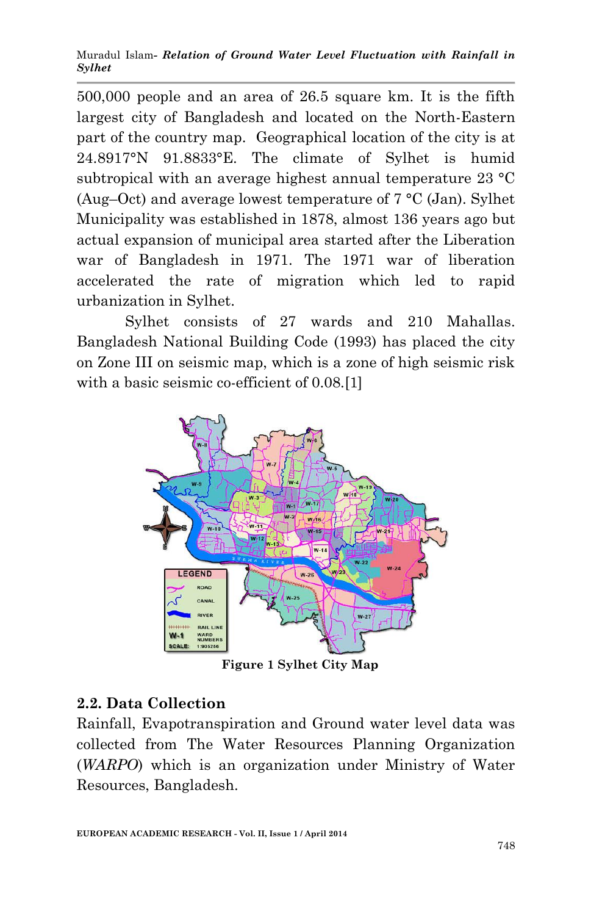500,000 people and an area of 26.5 square km. It is the fifth largest city of Bangladesh and located on the North-Eastern part of the country map. Geographical location of the city is at 24.8917°N 91.8833°E. The climate of Sylhet is humid subtropical with an average highest annual temperature 23 °C (Aug–Oct) and average lowest temperature of 7 °C (Jan). Sylhet Municipality was established in 1878, almost 136 years ago but actual expansion of municipal area started after the Liberation war of Bangladesh in 1971. The 1971 war of liberation accelerated the rate of migration which led to rapid urbanization in Sylhet.

Sylhet consists of 27 wards and 210 Mahallas. Bangladesh National Building Code (1993) has placed the city on Zone III on seismic map, which is a zone of high seismic risk with a basic seismic co-efficient of 0.08.[1]

**Figure 1 Sylhet City Map**

## 2.2. Data Collection

Rainfall, Evapotranspiration and Ground water level data was collected from The Water Resources Planning Organization (*WARPO*) which is an organization under Ministry of Water Resources, Bangladesh.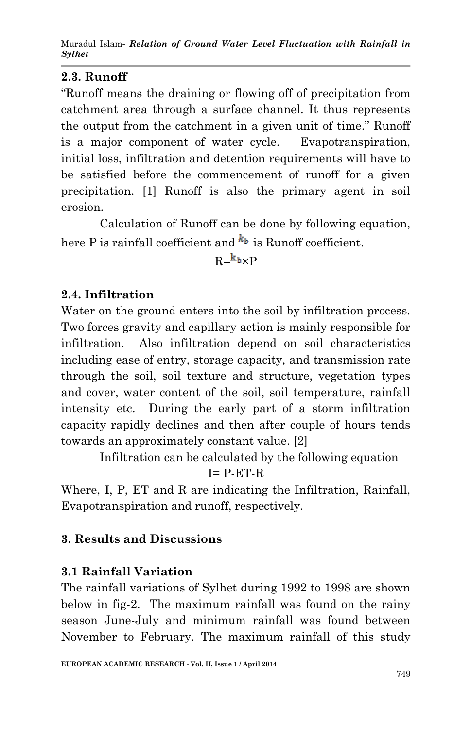### 2.3. Runoff

"Runoff means the draining or flowing off of precipitation from catchment area through a surface channel. It thus represents the output from the catchment in a given unit of time." Runoff is a major component of water cycle. Evapotranspiration, initial loss, infiltration and detention requirements will have to be satisfied before the commencement of runoff for a given precipitation. [1] Runoff is also the primary agent in soil erosion.

Calculation of Runoff can be done by following equation, here P is rainfall coefficient and $k_b$ is Runoff coefficient.

$$R = k_b \times P$$

### 2.4. Infiltration

Water on the ground enters into the soil by infiltration process. Two forces gravity and capillary action is mainly responsible for infiltration. Also infiltration depend on soil characteristics including ease of entry, storage capacity, and transmission rate through the soil, soil texture and structure, vegetation types and cover, water content of the soil, soil temperature, rainfall intensity etc. During the early part of a storm infiltration capacity rapidly declines and then after couple of hours tends towards an approximately constant value. [2]

Infiltration can be calculated by the following equation

$$I = P - ET - R$$

Where, I, P, ET and R are indicating the Infiltration, Rainfall, Evapotranspiration and runoff, respectively.

## 3. Results and Discussions

### 3.1 Rainfall Variation

The rainfall variations of Sylhet during 1992 to 1998 are shown below in fig-2. The maximum rainfall was found on the rainy season June-July and minimum rainfall was found between November to February. The maximum rainfall of this study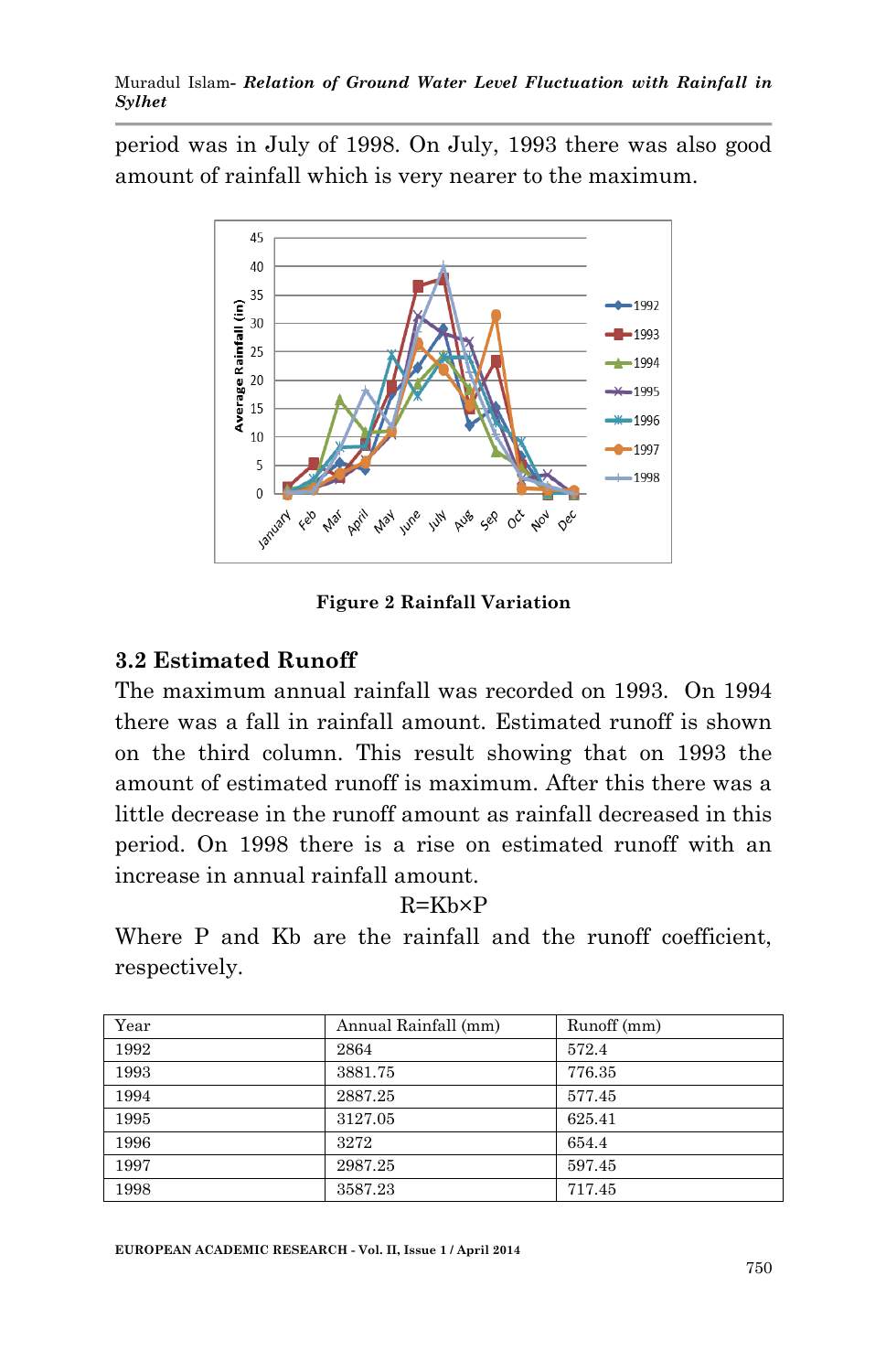period was in July of 1998. On July, 1993 there was also good amount of rainfall which is very nearer to the maximum.

Figure 2 Rainfall Variation

### 3.2 Estimated Runoff

The maximum annual rainfall was recorded on 1993. On 1994 there was a fall in rainfall amount. Estimated runoff is shown on the third column. This result showing that on 1993 the amount of estimated runoff is maximum. After this there was a little decrease in the runoff amount as rainfall decreased in this period. On 1998 there is a rise on estimated runoff with an increase in annual rainfall amount.

$$R = Kb \times P$$

Where P and Kb are the rainfall and the runoff coefficient, respectively.

| Year | Annual Rainfall (mm) | Runoff (mm) |
|---|---|---|
| 1992 | 2864 | 572.4 |
| 1993 | 3881.75 | 776.35 |
| 1994 | 2887.25 | 577.45 |
| 1995 | 3127.05 | 625.41 |
| 1996 | 3272 | 654.4 |
| 1997 | 2987.25 | 597.45 |
| 1998 | 3587.23 | 717.45 |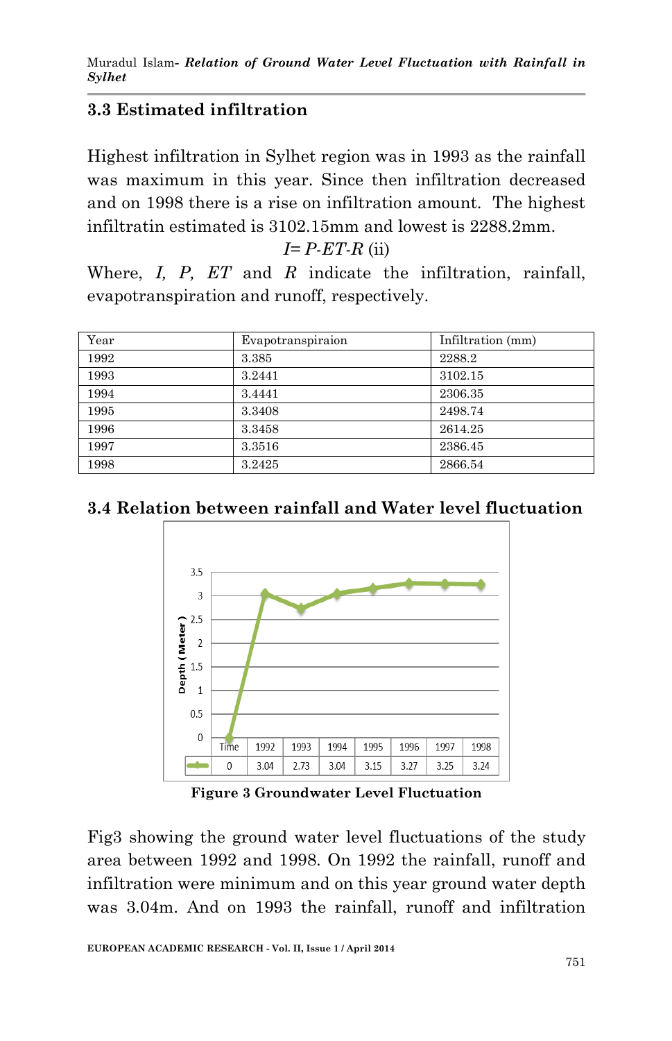### 3.3 Estimated infiltration

Highest infiltration in Sylhet region was in 1993 as the rainfall was maximum in this year. Since then infiltration decreased and on 1998 there is a rise on infiltration amount. The highest infiltratin estimated is 3102.15mm and lowest is 2288.2mm.

$$I = P - ET - R \quad \text{(ii)}$$

Where, $I$, $P$, $ET$ and $R$ indicate the infiltration, rainfall, evapotranspiration and runoff, respectively.

| Year | Evapotranspiraion | Infiltration (mm) |
|---|---|---|
| 1992 | 3.385 | 2288.2 |
| 1993 | 3.2441 | 3102.15 |
| 1994 | 3.4441 | 2306.35 |
| 1995 | 3.3408 | 2498.74 |
| 1996 | 3.3458 | 2614.25 |
| 1997 | 3.3516 | 2386.45 |
| 1998 | 3.2425 | 2866.54 |

### 3.4 Relation between rainfall and Water level fluctuation

| Time | 1992 | 1993 | 1994 | 1995 | 1996 | 1997 | 1998 |
|---|---|---|---|---|---|---|---|
| 0 | 3.04 | 2.73 | 3.04 | 3.15 | 3.27 | 3.25 | 3.24 |

**Figure 3 Groundwater Level Fluctuation**

Fig3 showing the ground water level fluctuations of the study area between 1992 and 1998. On 1992 the rainfall, runoff and infiltration were minimum and on this year ground water depth was 3.04m. And on 1993 the rainfall, runoff and infiltration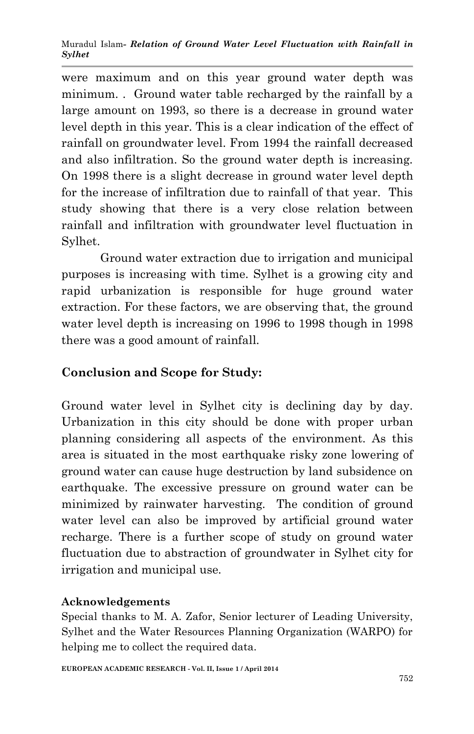were maximum and on this year ground water depth was minimum. . Ground water table recharged by the rainfall by a large amount on 1993, so there is a decrease in ground water level depth in this year. This is a clear indication of the effect of rainfall on groundwater level. From 1994 the rainfall decreased and also infiltration. So the ground water depth is increasing. On 1998 there is a slight decrease in ground water level depth for the increase of infiltration due to rainfall of that year. This study showing that there is a very close relation between rainfall and infiltration with groundwater level fluctuation in Sylhet.

Ground water extraction due to irrigation and municipal purposes is increasing with time. Sylhet is a growing city and rapid urbanization is responsible for huge ground water extraction. For these factors, we are observing that, the ground water level depth is increasing on 1996 to 1998 though in 1998 there was a good amount of rainfall.

## Conclusion and Scope for Study:

Ground water level in Sylhet city is declining day by day. Urbanization in this city should be done with proper urban planning considering all aspects of the environment. As this area is situated in the most earthquake risky zone lowering of ground water can cause huge destruction by land subsidence on earthquake. The excessive pressure on ground water can be minimized by rainwater harvesting. The condition of ground water level can also be improved by artificial ground water recharge. There is a further scope of study on ground water fluctuation due to abstraction of groundwater in Sylhet city for irrigation and municipal use.

### Acknowledgements

Special thanks to M. A. Zafor, Senior lecturer of Leading University, Sylhet and the Water Resources Planning Organization (WARPO) for helping me to collect the required data.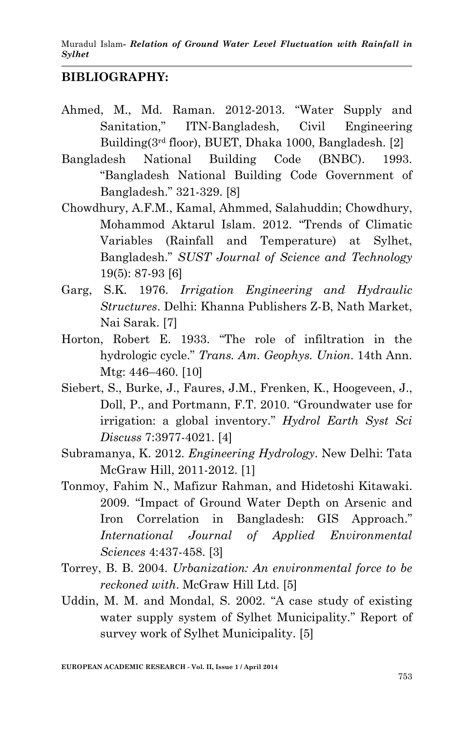## BIBLIOGRAPHY:

Ahmed, M., Md. Raman. 2012-2013. "Water Supply and Sanitation," ITN-Bangladesh, Civil Engineering Building(3rd floor), BUET, Dhaka 1000, Bangladesh. [2]

Bangladesh National Building Code (BNBC). 1993. "Bangladesh National Building Code Government of Bangladesh." 321-329. [8]

Chowdhury, A.F.M., Kamal, Ahmmed, Salahuddin; Chowdhury, Mohammod Aktarul Islam. 2012. "Trends of Climatic Variables (Rainfall and Temperature) at Sylhet, Bangladesh." *SUST Journal of Science and Technology* 19(5): 87-93 [6]

Garg, S.K. 1976. *Irrigation Engineering and Hydraulic Structures*. Delhi: Khanna Publishers Z-B, Nath Market, Nai Sarak. [7]

Horton, Robert E. 1933. "The role of infiltration in the hydrologic cycle." *Trans. Am. Geophys. Union*. 14th Ann. Mtg: 446–460. [10]

Siebert, S., Burke, J., Faures, J.M., Frenken, K., Hoogeveen, J., Doll, P., and Portmann, F.T. 2010. "Groundwater use for irrigation: a global inventory." *Hydrol Earth Syst Sci Discuss* 7:3977-4021. [4]

Subramanya, K. 2012. *Engineering Hydrology*. New Delhi: Tata McGraw Hill, 2011-2012. [1]

Tonmoy, Fahim N., Mafizur Rahman, and Hidetoshi Kitawaki. 2009. "Impact of Ground Water Depth on Arsenic and Iron Correlation in Bangladesh: GIS Approach." *International Journal of Applied Environmental Sciences* 4:437-458. [3]

Torrey, B. B. 2004. *Urbanization: An environmental force to be reckoned with*. McGraw Hill Ltd. [5]

Uddin, M. M. and Mondal, S. 2002. "A case study of existing water supply system of Sylhet Municipality." Report of survey work of Sylhet Municipality. [5]